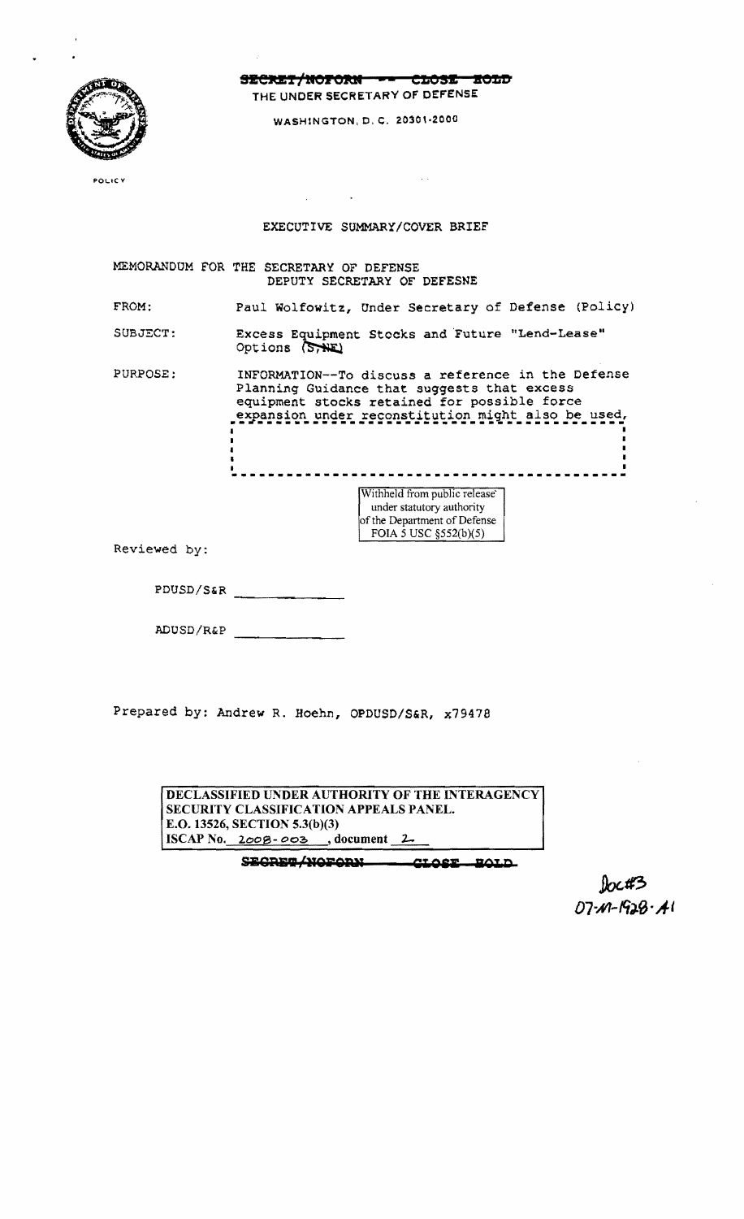~~SECRET/NOFORN -- CLOSE HOLD~~

THE UNDER SECRETARY OF DEFENSE

WASHINGTON, D.C. 20301-2000

POLICY

EXECUTIVE SUMMARY/COVER BRIEF

MEMORANDUM FOR THE SECRETARY OF DEFENSE
DEPUTY SECRETARY OF DEFESNE

FROM: Paul Wolfowitz, Under Secretary of Defense (Policy)

SUBJECT: Excess Equipment Stocks and Future "Lend-Lease" Options (S/NF)

PURPOSE: INFORMATION--To discuss a reference in the Defense Planning Guidance that suggests that excess equipment stocks retained for possible force expansion under reconstitution might also be used,

Withheld from public release under statutory authority of the Department of Defense FOIA 5 USC §552(b)(5)

Reviewed by:

PDUSD/S&R \_\_\_\_\_\_\_\_\_\_\_\_

ADUSD/R&P \_\_\_\_\_\_\_\_\_\_\_\_

Prepared by: Andrew R. Hoehn, OPDUSD/S&R, x79478

DECLASSIFIED UNDER AUTHORITY OF THE INTERAGENCY SECURITY CLASSIFICATION APPEALS PANEL.
E.O. 13526, SECTION 5.3(b)(3)
ISCAP No. 2008-003, document 2

~~SECRET/NOFORN -- CLOSE HOLD~~

Doc#3
07-M-1928-A1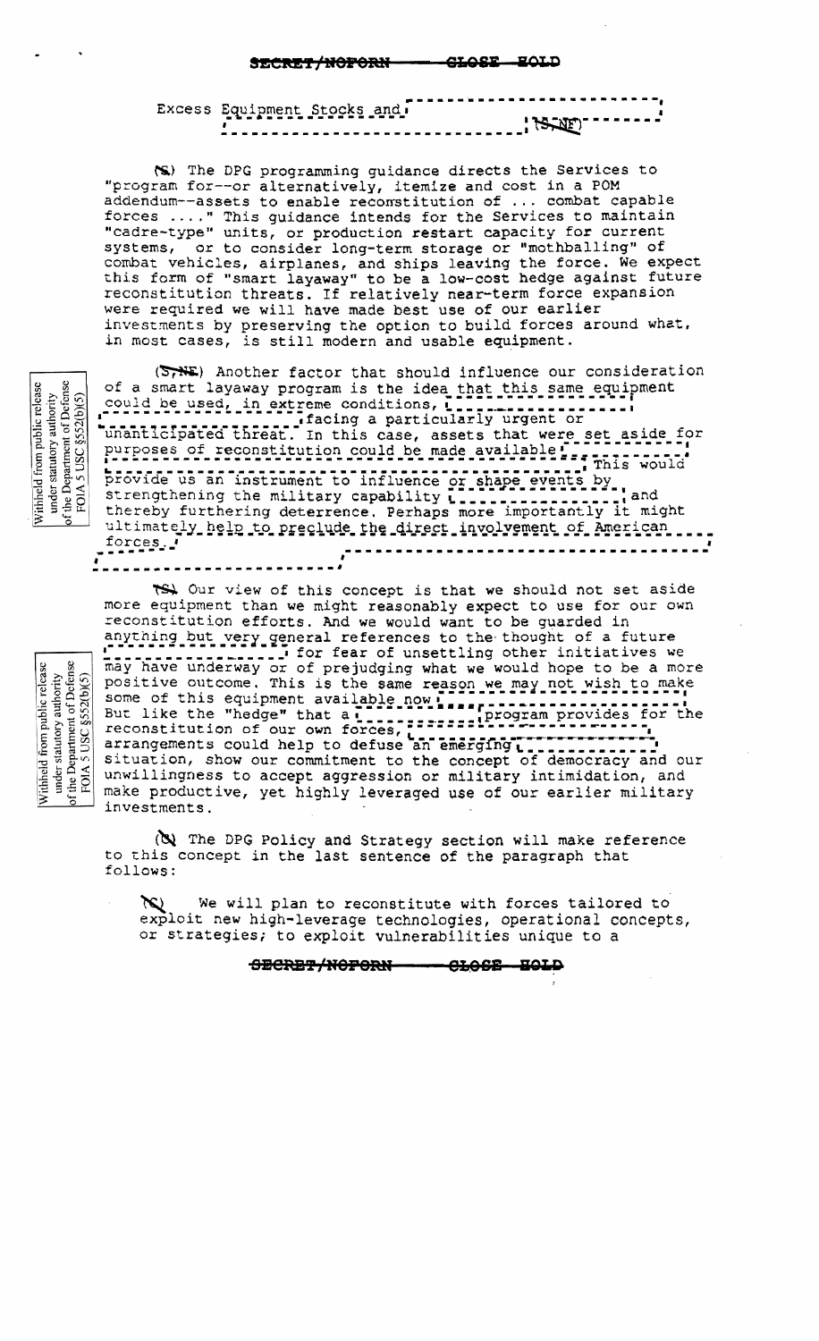SECRET/NOFORN CLOSE HOLD

Excess Equipment Stocks and [redacted] (S,NF)

(S) The DPG programming guidance directs the Services to "program for--or alternatively, itemize and cost in a POM addendum--assets to enable reconstitution of ... combat capable forces ...." This guidance intends for the Services to maintain "cadre-type" units, or production restart capacity for current systems, or to consider long-term storage or "mothballing" of combat vehicles, airplanes, and ships leaving the force. We expect this form of "smart layaway" to be a low-cost hedge against future reconstitution threats. If relatively near-term force expansion were required we will have made best use of our earlier investments by preserving the option to build forces around what, in most cases, is still modern and usable equipment.

(S,NF) Another factor that should influence our consideration of a smart layaway program is the idea that this same equipment could be used, in extreme conditions, [redacted] facing a particularly urgent or unanticipated threat. In this case, assets that were set aside for purposes of reconstitution could be made available [redacted]. This would provide us an instrument to influence or shape events by strengthening the military capability [redacted] and thereby furthering deterrence. Perhaps more importantly it might ultimately help to preclude the direct involvement of American forces. [redacted]

(S) Our view of this concept is that we should not set aside more equipment than we might reasonably expect to use for our own reconstitution efforts. And we would want to be guarded in anything but very general references to the thought of a future [redacted] for fear of unsettling other initiatives we may have underway or of prejudging what we would hope to be a more positive outcome. This is the same reason we may not wish to make some of this equipment available now [redacted]. But like the "hedge" that a [redacted] program provides for the reconstitution of our own forces, [redacted] arrangements could help to defuse an emerging [redacted] situation, show our commitment to the concept of democracy and our unwillingness to accept aggression or military intimidation, and make productive, yet highly leveraged use of our earlier military investments.

Withheld from public release under statutory authority of the Department of Defense FOIA 5 USC §552(b)(5)

(U) The DPG Policy and Strategy section will make reference to this concept in the last sentence of the paragraph that follows:

(U) We will plan to reconstitute with forces tailored to exploit new high-leverage technologies, operational concepts, or strategies; to exploit vulnerabilities unique to a

SECRET/NOFORN CLOSE HOLD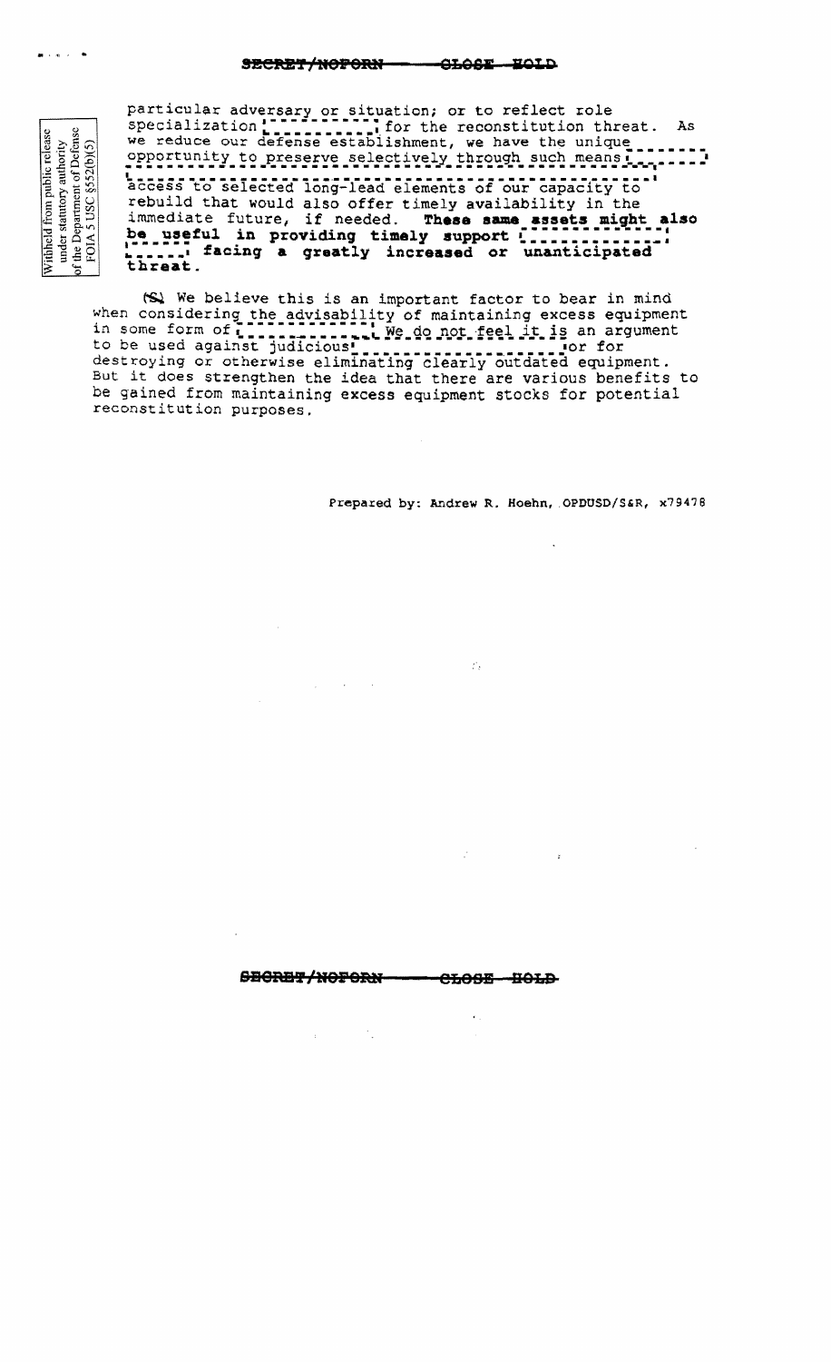particular adversary or situation; or to reflect role specialization [          ] for the reconstitution threat. As we reduce our defense establishment, we have the unique [          ] opportunity to preserve selectively through such means [          ] access to selected long-lead elements of our capacity to rebuild that would also offer timely availability in the immediate future, if needed. **These same assets might also be useful in providing timely support [          ] facing a greatly increased or unanticipated threat.**

Withheld from public release under statutory authority of the Department of Defense FOIA 5 USC §552(b)(5)

(S) We believe this is an important factor to bear in mind when considering the advisability of maintaining excess equipment in some form of [          ]. We do not feel it is an argument to be used against judicious [          ] or for destroying or otherwise eliminating clearly outdated equipment. But it does strengthen the idea that there are various benefits to be gained from maintaining excess equipment stocks for potential reconstitution purposes.

Prepared by: Andrew R. Hoehn, OPDUSD/S&R, x79478

~~SECRET/NOFORN~~ ~~CLOSE HOLD~~